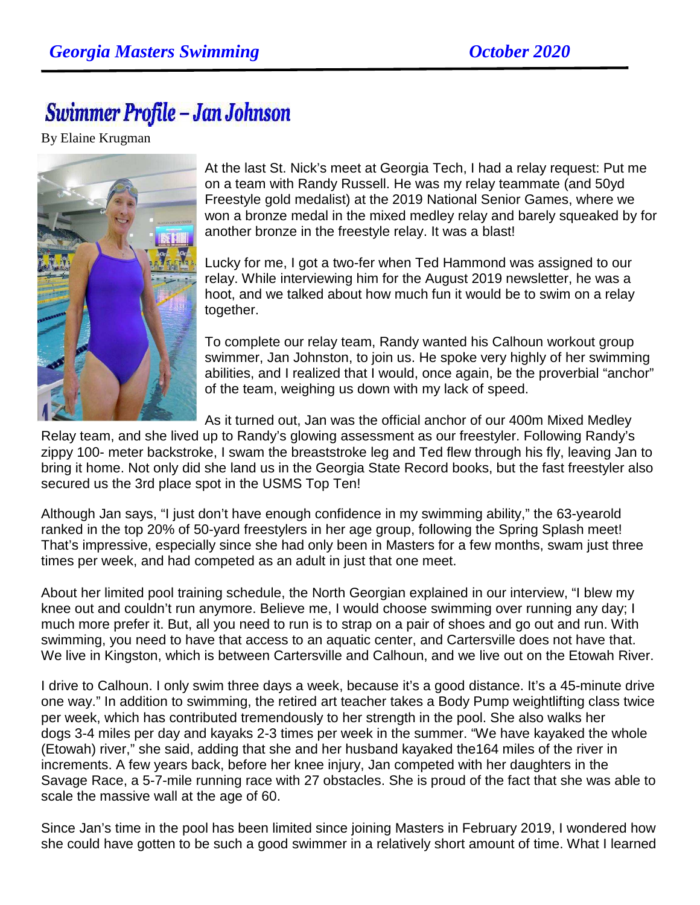# Swimmer Profile – Jan Johnson

By Elaine Krugman

At the last St. Nick's meet at Georgia Tech, I had a relay request: Put me on a team with Randy Russell. He was my relay teammate (and 50yd Freestyle gold medalist) at the 2019 National Senior Games, where we won a bronze medal in the mixed medley relay and barely squeaked by for another bronze in the freestyle relay. It was a blast!

Lucky for me, I got a two-fer when Ted Hammond was assigned to our relay. While interviewing him for the August 2019 newsletter, he was a hoot, and we talked about how much fun it would be to swim on a relay together.

To complete our relay team, Randy wanted his Calhoun workout group swimmer, Jan Johnston, to join us. He spoke very highly of her swimming abilities, and I realized that I would, once again, be the proverbial "anchor" of the team, weighing us down with my lack of speed.

As it turned out, Jan was the official anchor of our 400m Mixed Medley Relay team, and she lived up to Randy's glowing assessment as our freestyler. Following Randy's zippy 100- meter backstroke, I swam the breaststroke leg and Ted flew through his fly, leaving Jan to bring it home. Not only did she land us in the Georgia State Record books, but the fast freestyler also secured us the 3rd place spot in the USMS Top Ten!

Although Jan says, "I just don't have enough confidence in my swimming ability," the 63-yearold ranked in the top 20% of 50-yard freestylers in her age group, following the Spring Splash meet! That's impressive, especially since she had only been in Masters for a few months, swam just three times per week, and had competed as an adult in just that one meet.

About her limited pool training schedule, the North Georgian explained in our interview, "I blew my knee out and couldn't run anymore. Believe me, I would choose swimming over running any day; I much more prefer it. But, all you need to run is to strap on a pair of shoes and go out and run. With swimming, you need to have that access to an aquatic center, and Cartersville does not have that. We live in Kingston, which is between Cartersville and Calhoun, and we live out on the Etowah River.

I drive to Calhoun. I only swim three days a week, because it's a good distance. It's a 45-minute drive one way." In addition to swimming, the retired art teacher takes a Body Pump weightlifting class twice per week, which has contributed tremendously to her strength in the pool. She also walks her dogs 3-4 miles per day and kayaks 2-3 times per week in the summer. "We have kayaked the whole (Etowah) river," she said, adding that she and her husband kayaked the164 miles of the river in increments. A few years back, before her knee injury, Jan competed with her daughters in the Savage Race, a 5-7-mile running race with 27 obstacles. She is proud of the fact that she was able to scale the massive wall at the age of 60.

Since Jan's time in the pool has been limited since joining Masters in February 2019, I wondered how she could have gotten to be such a good swimmer in a relatively short amount of time. What I learned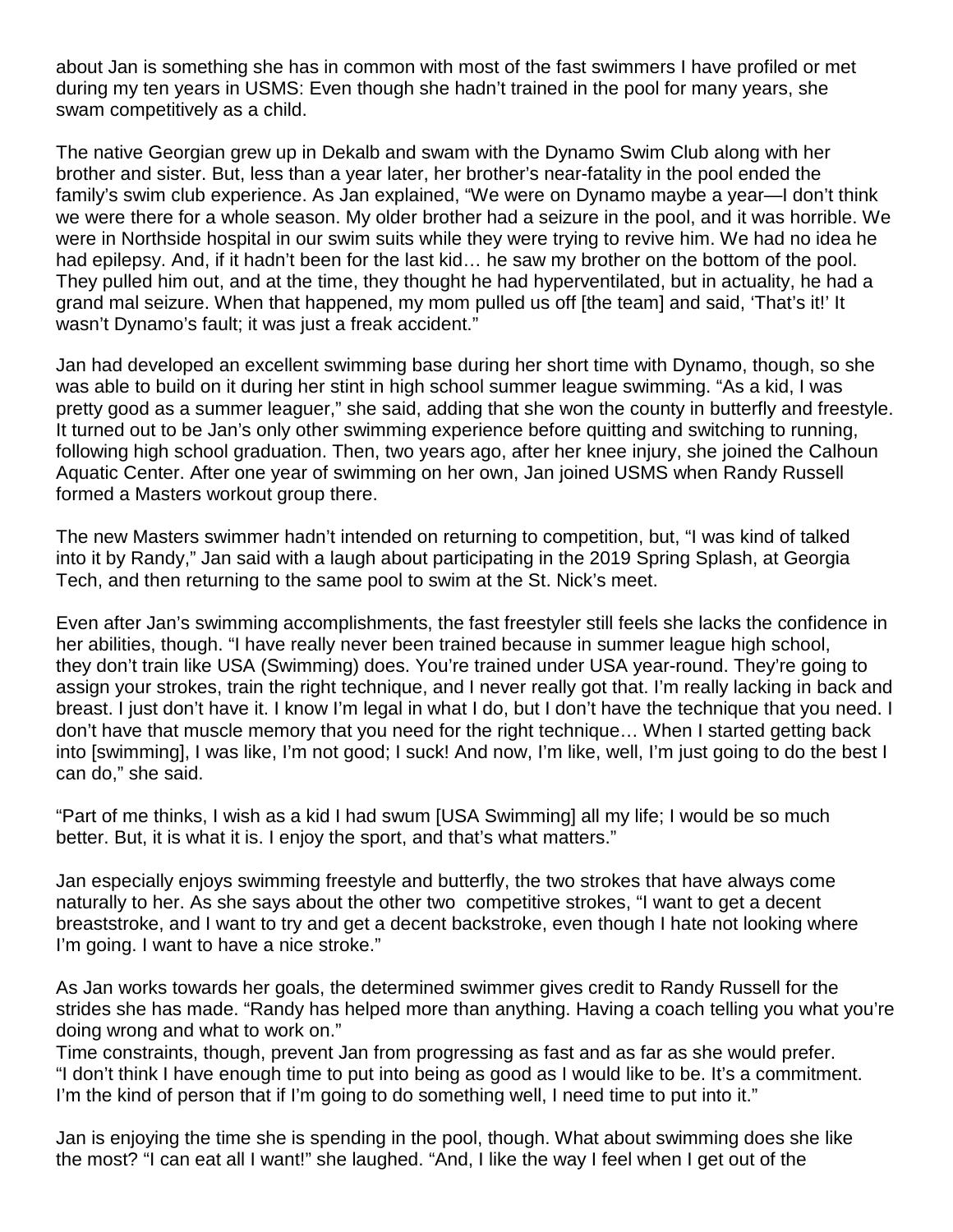about Jan is something she has in common with most of the fast swimmers I have profiled or met during my ten years in USMS: Even though she hadn't trained in the pool for many years, she swam competitively as a child.

The native Georgian grew up in Dekalb and swam with the Dynamo Swim Club along with her brother and sister. But, less than a year later, her brother's near-fatality in the pool ended the family's swim club experience. As Jan explained, "We were on Dynamo maybe a year—I don't think we were there for a whole season. My older brother had a seizure in the pool, and it was horrible. We were in Northside hospital in our swim suits while they were trying to revive him. We had no idea he had epilepsy. And, if it hadn't been for the last kid… he saw my brother on the bottom of the pool. They pulled him out, and at the time, they thought he had hyperventilated, but in actuality, he had a grand mal seizure. When that happened, my mom pulled us off [the team] and said, 'That's it!' It wasn't Dynamo's fault; it was just a freak accident."

Jan had developed an excellent swimming base during her short time with Dynamo, though, so she was able to build on it during her stint in high school summer league swimming. "As a kid, I was pretty good as a summer leaguer," she said, adding that she won the county in butterfly and freestyle. It turned out to be Jan's only other swimming experience before quitting and switching to running, following high school graduation. Then, two years ago, after her knee injury, she joined the Calhoun Aquatic Center. After one year of swimming on her own, Jan joined USMS when Randy Russell formed a Masters workout group there.

The new Masters swimmer hadn't intended on returning to competition, but, "I was kind of talked into it by Randy," Jan said with a laugh about participating in the 2019 Spring Splash, at Georgia Tech, and then returning to the same pool to swim at the St. Nick's meet.

Even after Jan's swimming accomplishments, the fast freestyler still feels she lacks the confidence in her abilities, though. "I have really never been trained because in summer league high school, they don't train like USA (Swimming) does. You're trained under USA year-round. They're going to assign your strokes, train the right technique, and I never really got that. I'm really lacking in back and breast. I just don't have it. I know I'm legal in what I do, but I don't have the technique that you need. I don't have that muscle memory that you need for the right technique… When I started getting back into [swimming], I was like, I'm not good; I suck! And now, I'm like, well, I'm just going to do the best I can do," she said.

"Part of me thinks, I wish as a kid I had swum [USA Swimming] all my life; I would be so much better. But, it is what it is. I enjoy the sport, and that's what matters."

Jan especially enjoys swimming freestyle and butterfly, the two strokes that have always come naturally to her. As she says about the other two competitive strokes, "I want to get a decent breaststroke, and I want to try and get a decent backstroke, even though I hate not looking where I'm going. I want to have a nice stroke."

As Jan works towards her goals, the determined swimmer gives credit to Randy Russell for the strides she has made. "Randy has helped more than anything. Having a coach telling you what you're doing wrong and what to work on."

Time constraints, though, prevent Jan from progressing as fast and as far as she would prefer. "I don't think I have enough time to put into being as good as I would like to be. It's a commitment. I'm the kind of person that if I'm going to do something well, I need time to put into it."

Jan is enjoying the time she is spending in the pool, though. What about swimming does she like the most? "I can eat all I want!" she laughed. "And, I like the way I feel when I get out of the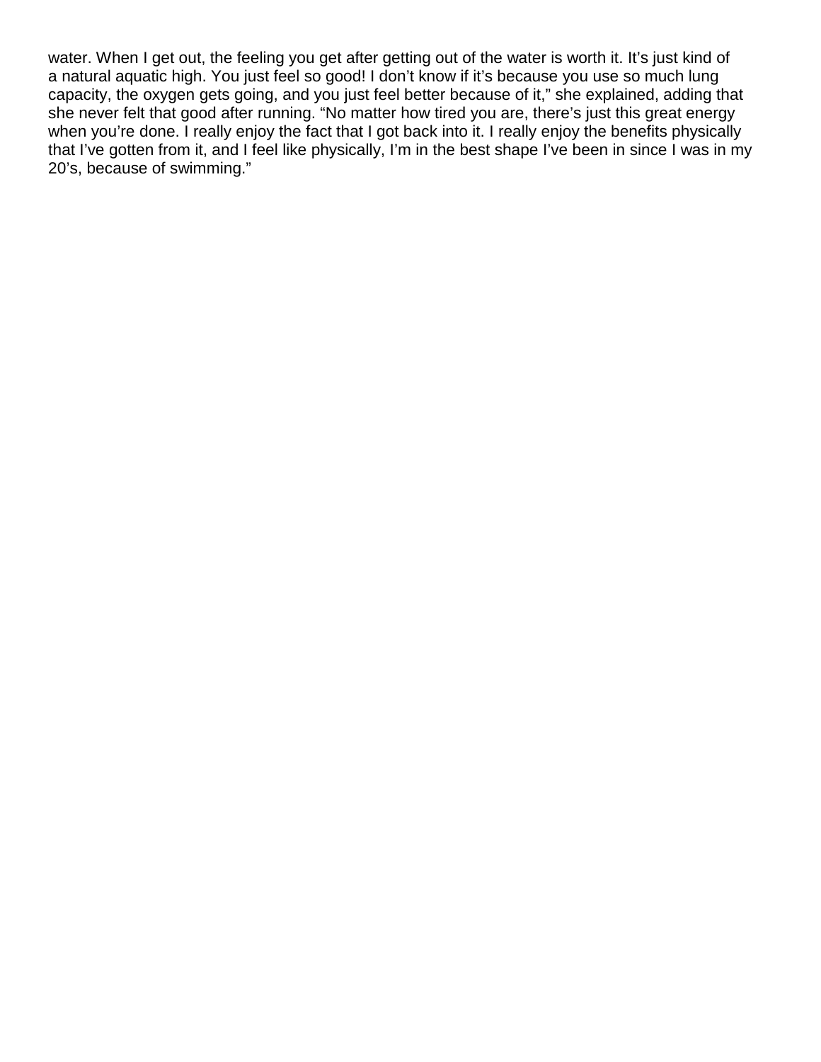water. When I get out, the feeling you get after getting out of the water is worth it. It's just kind of a natural aquatic high. You just feel so good! I don't know if it's because you use so much lung capacity, the oxygen gets going, and you just feel better because of it," she explained, adding that she never felt that good after running. "No matter how tired you are, there's just this great energy when you're done. I really enjoy the fact that I got back into it. I really enjoy the benefits physically that I've gotten from it, and I feel like physically, I'm in the best shape I've been in since I was in my 20's, because of swimming."